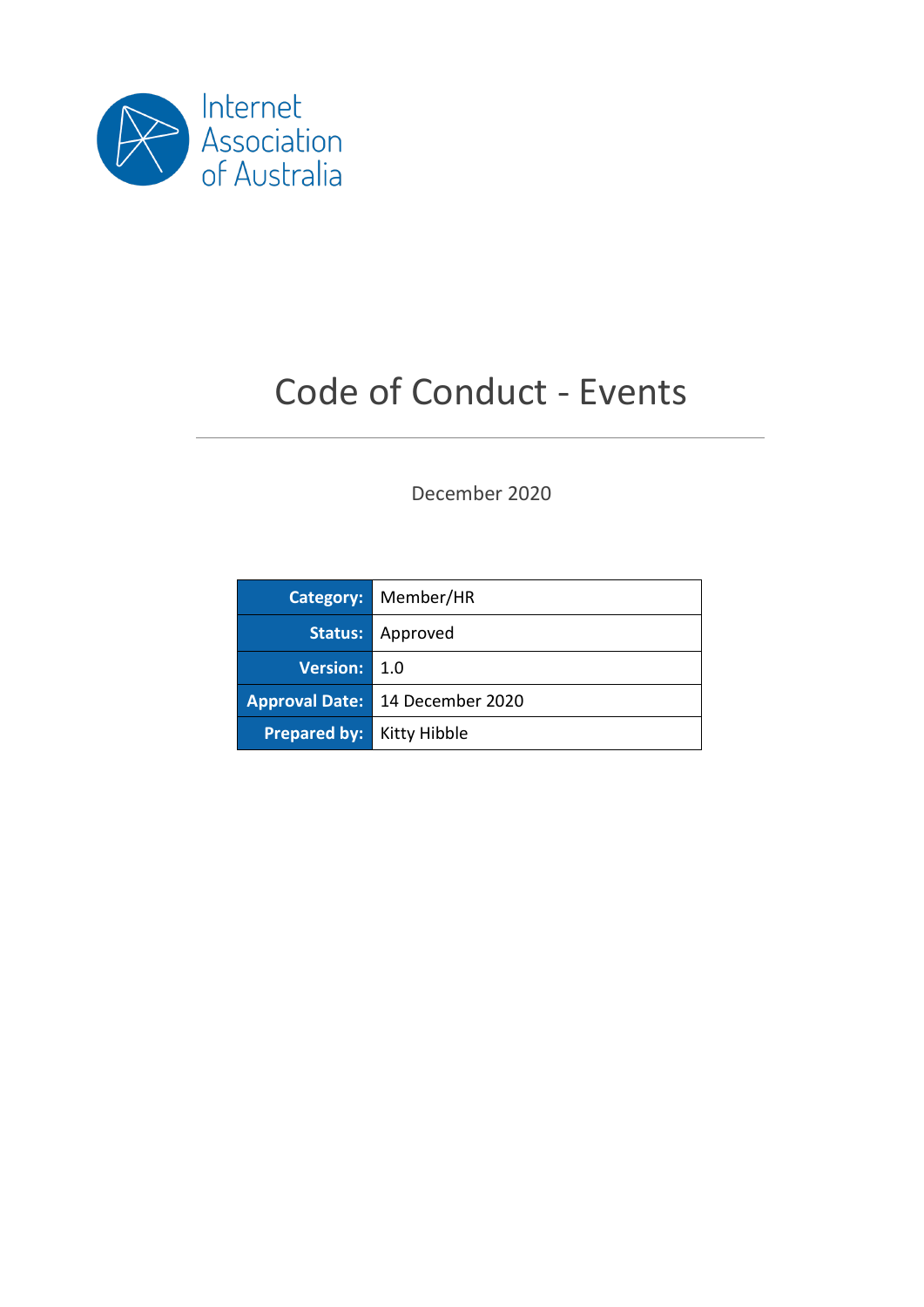Internet Association of Australia

# Code of Conduct - Events

December 2020

| Category: | Member/HR |
| --- | --- |
| Status: | Approved |
| Version: | 1.0 |
| Approval Date: | 14 December 2020 |
| Prepared by: | Kitty Hibble |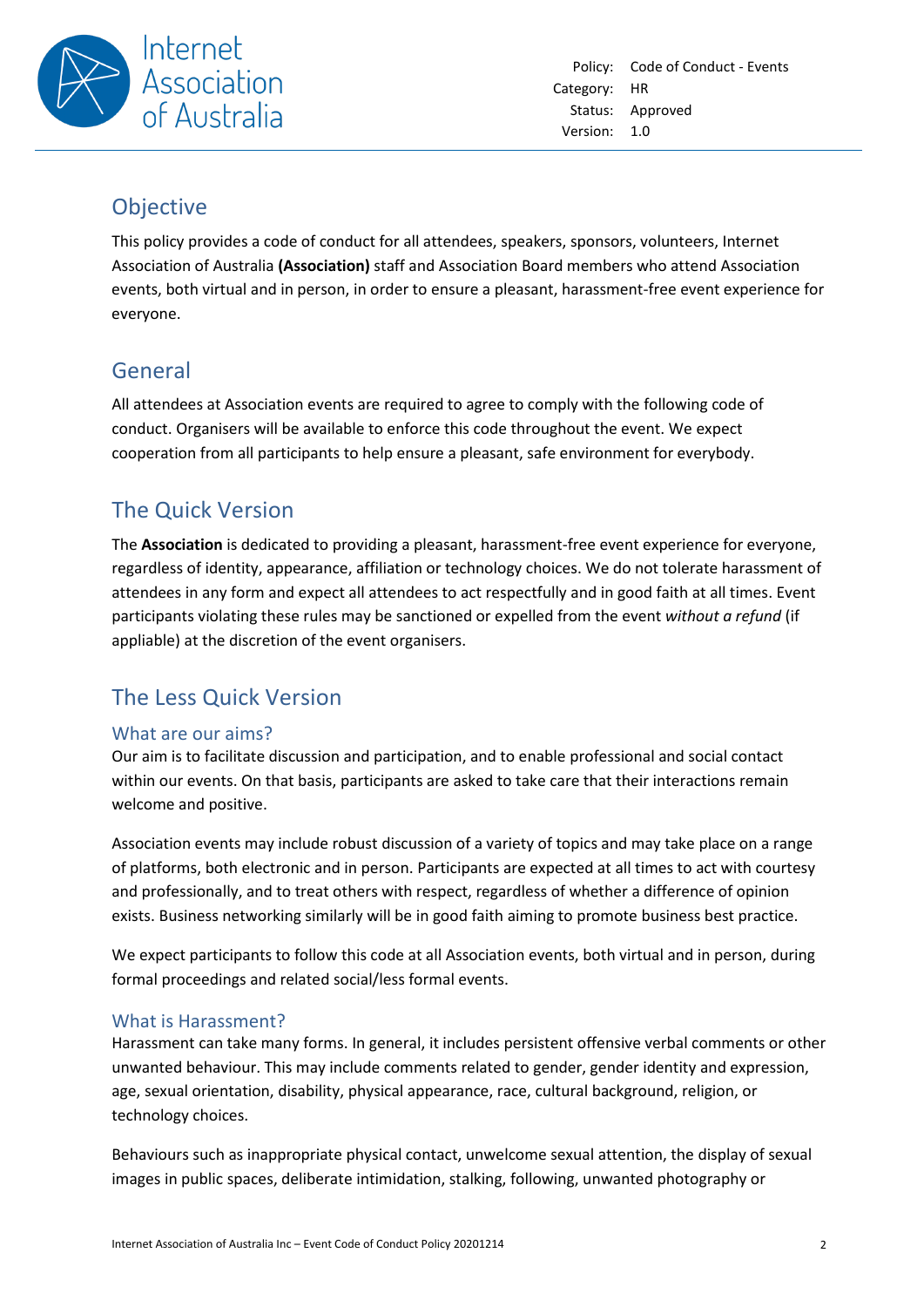Policy: Code of Conduct - Events
Category: HR
Status: Approved
Version: 1.0

## Objective

This policy provides a code of conduct for all attendees, speakers, sponsors, volunteers, Internet Association of Australia **(Association)** staff and Association Board members who attend Association events, both virtual and in person, in order to ensure a pleasant, harassment-free event experience for everyone.

## General

All attendees at Association events are required to agree to comply with the following code of conduct. Organisers will be available to enforce this code throughout the event. We expect cooperation from all participants to help ensure a pleasant, safe environment for everybody.

## The Quick Version

The **Association** is dedicated to providing a pleasant, harassment-free event experience for everyone, regardless of identity, appearance, affiliation or technology choices. We do not tolerate harassment of attendees in any form and expect all attendees to act respectfully and in good faith at all times. Event participants violating these rules may be sanctioned or expelled from the event *without a refund* (if appliable) at the discretion of the event organisers.

## The Less Quick Version

### What are our aims?

Our aim is to facilitate discussion and participation, and to enable professional and social contact within our events. On that basis, participants are asked to take care that their interactions remain welcome and positive.

Association events may include robust discussion of a variety of topics and may take place on a range of platforms, both electronic and in person. Participants are expected at all times to act with courtesy and professionally, and to treat others with respect, regardless of whether a difference of opinion exists. Business networking similarly will be in good faith aiming to promote business best practice.

We expect participants to follow this code at all Association events, both virtual and in person, during formal proceedings and related social/less formal events.

### What is Harassment?

Harassment can take many forms. In general, it includes persistent offensive verbal comments or other unwanted behaviour. This may include comments related to gender, gender identity and expression, age, sexual orientation, disability, physical appearance, race, cultural background, religion, or technology choices.

Behaviours such as inappropriate physical contact, unwelcome sexual attention, the display of sexual images in public spaces, deliberate intimidation, stalking, following, unwanted photography or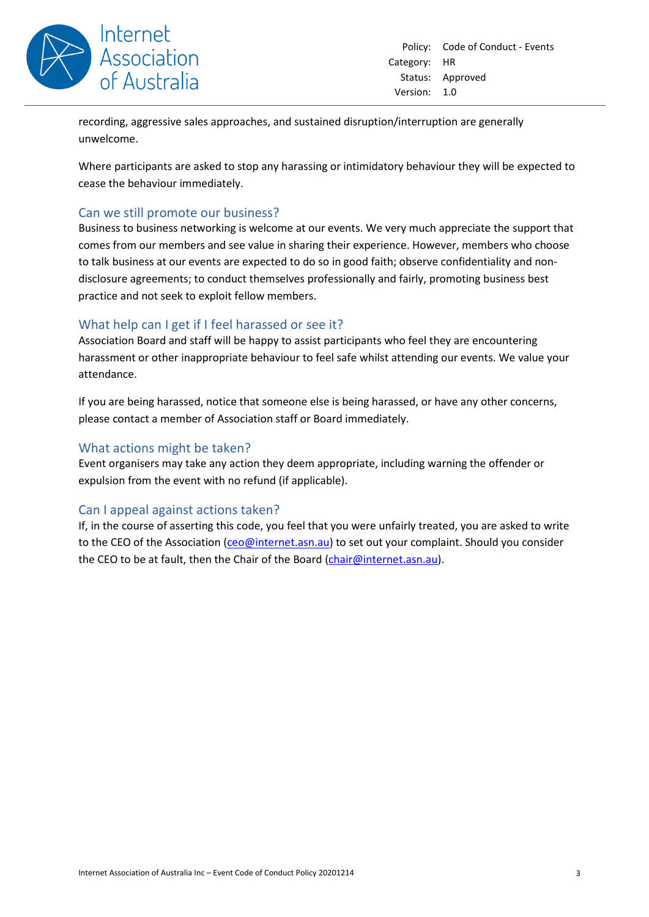recording, aggressive sales approaches, and sustained disruption/interruption are generally unwelcome.

Where participants are asked to stop any harassing or intimidatory behaviour they will be expected to cease the behaviour immediately.

## Can we still promote our business?

Business to business networking is welcome at our events. We very much appreciate the support that comes from our members and see value in sharing their experience. However, members who choose to talk business at our events are expected to do so in good faith; observe confidentiality and non-disclosure agreements; to conduct themselves professionally and fairly, promoting business best practice and not seek to exploit fellow members.

## What help can I get if I feel harassed or see it?

Association Board and staff will be happy to assist participants who feel they are encountering harassment or other inappropriate behaviour to feel safe whilst attending our events. We value your attendance.

If you are being harassed, notice that someone else is being harassed, or have any other concerns, please contact a member of Association staff or Board immediately.

## What actions might be taken?

Event organisers may take any action they deem appropriate, including warning the offender or expulsion from the event with no refund (if applicable).

## Can I appeal against actions taken?

If, in the course of asserting this code, you feel that you were unfairly treated, you are asked to write to the CEO of the Association (ceo@internet.asn.au) to set out your complaint. Should you consider the CEO to be at fault, then the Chair of the Board (chair@internet.asn.au).